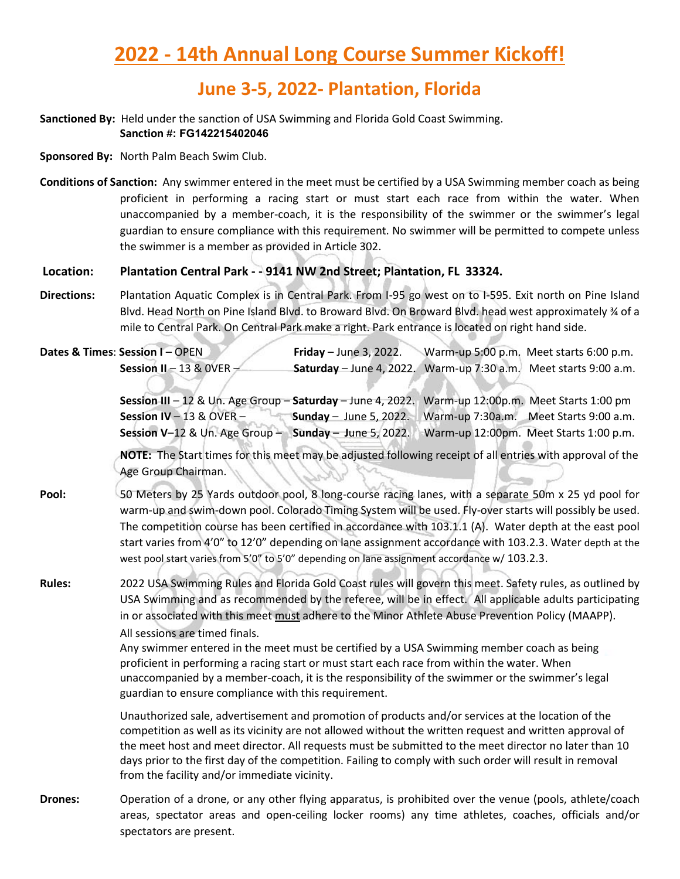# 2022 - 14th Annual Long Course Summer Kickoff!

## June 3-5, 2022- Plantation, Florida

**Sanctioned By:** Held under the sanction of USA Swimming and Florida Gold Coast Swimming.
**Sanction #: FG142215402046**

**Sponsored By:** North Palm Beach Swim Club.

**Conditions of Sanction:** Any swimmer entered in the meet must be certified by a USA Swimming member coach as being proficient in performing a racing start or must start each race from within the water. When unaccompanied by a member-coach, it is the responsibility of the swimmer or the swimmer's legal guardian to ensure compliance with this requirement. No swimmer will be permitted to compete unless the swimmer is a member as provided in Article 302.

**Location: Plantation Central Park - - 9141 NW 2nd Street; Plantation, FL 33324.**

**Directions:** Plantation Aquatic Complex is in Central Park. From I-95 go west on to I-595. Exit north on Pine Island Blvd. Head North on Pine Island Blvd. to Broward Blvd. On Broward Blvd. head west approximately ¾ of a mile to Central Park. On Central Park make a right. Park entrance is located on right hand side.

**Dates & Times**:

| Session | Day | Warm-up | Meet Start |
|---|---|---|---|
| **Session I** – OPEN | **Friday** – June 3, 2022. | Warm-up 5:00 p.m. | Meet starts 6:00 p.m. |
| **Session II** – 13 & 0VER – | **Saturday** – June 4, 2022. | Warm-up 7:30 a.m. | Meet starts 9:00 a.m. |
| **Session III** – 12 & Un. Age Group – | **Saturday** – June 4, 2022. | Warm-up 12:00p.m. | Meet Starts 1:00 pm |
| **Session IV** – 13 & OVER – | **Sunday** – June 5, 2022. | Warm-up 7:30a.m. | Meet Starts 9:00 a.m. |
| **Session V**–12 & Un. Age Group – | **Sunday** – June 5, 2022. | Warm-up 12:00pm. | Meet Starts 1:00 p.m. |

**NOTE:** The Start times for this meet may be adjusted following receipt of all entries with approval of the Age Group Chairman.

**Pool:** 50 Meters by 25 Yards outdoor pool, 8 long-course racing lanes, with a separate 50m x 25 yd pool for warm-up and swim-down pool. Colorado Timing System will be used. Fly-over starts will possibly be used. The competition course has been certified in accordance with 103.1.1 (A). Water depth at the east pool start varies from 4'0" to 12'0" depending on lane assignment accordance with 103.2.3. Water depth at the west pool start varies from 5'0" to 5'0" depending on lane assignment accordance w/ 103.2.3.

**Rules:** 2022 USA Swimming Rules and Florida Gold Coast rules will govern this meet. Safety rules, as outlined by USA Swimming and as recommended by the referee, will be in effect. All applicable adults participating in or associated with this meet must adhere to the Minor Athlete Abuse Prevention Policy (MAAPP).

All sessions are timed finals.

Any swimmer entered in the meet must be certified by a USA Swimming member coach as being proficient in performing a racing start or must start each race from within the water. When unaccompanied by a member-coach, it is the responsibility of the swimmer or the swimmer's legal guardian to ensure compliance with this requirement.

Unauthorized sale, advertisement and promotion of products and/or services at the location of the competition as well as its vicinity are not allowed without the written request and written approval of the meet host and meet director. All requests must be submitted to the meet director no later than 10 days prior to the first day of the competition. Failing to comply with such order will result in removal from the facility and/or immediate vicinity.

**Drones:** Operation of a drone, or any other flying apparatus, is prohibited over the venue (pools, athlete/coach areas, spectator areas and open-ceiling locker rooms) any time athletes, coaches, officials and/or spectators are present.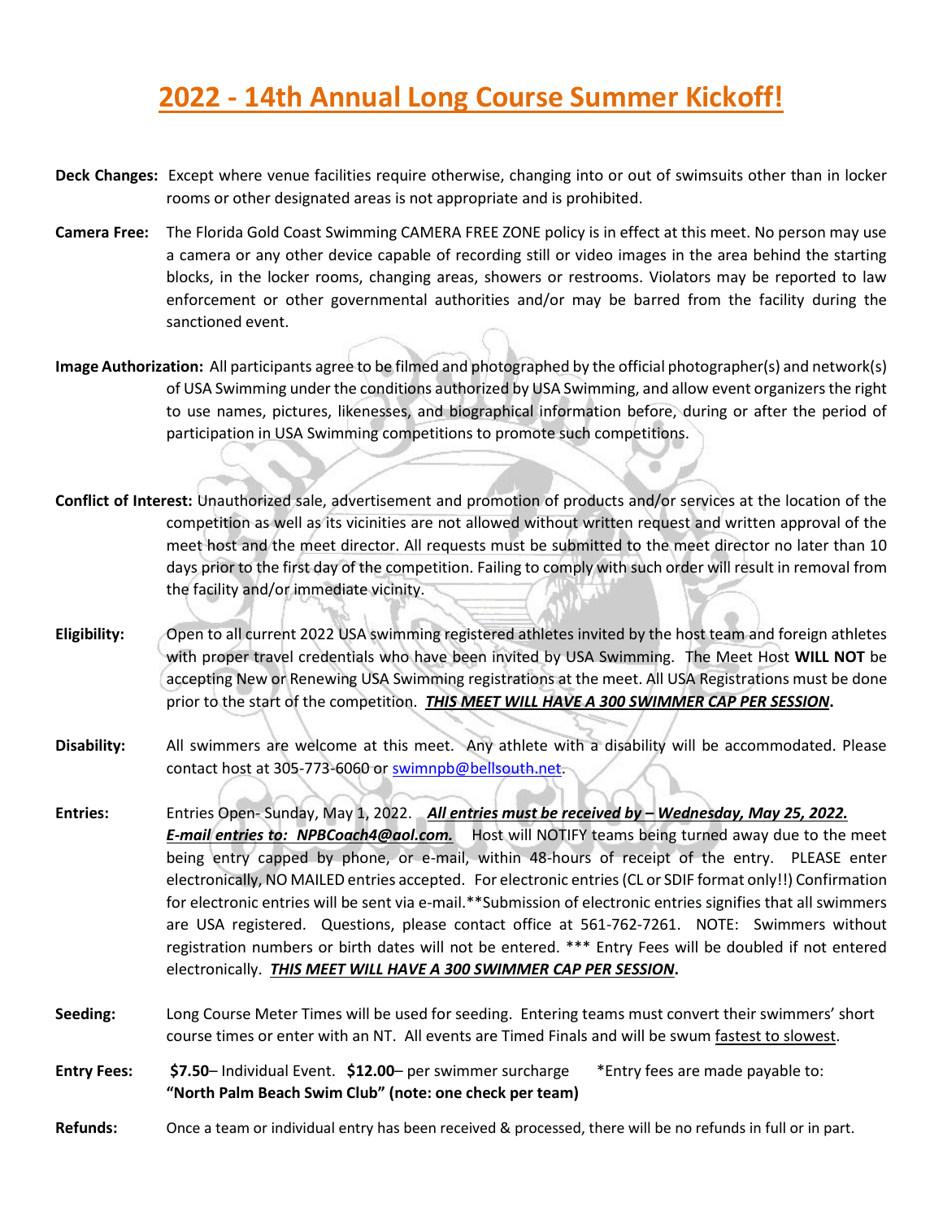# 2022 - 14th Annual Long Course Summer Kickoff!

**Deck Changes:** Except where venue facilities require otherwise, changing into or out of swimsuits other than in locker rooms or other designated areas is not appropriate and is prohibited.

**Camera Free:** The Florida Gold Coast Swimming CAMERA FREE ZONE policy is in effect at this meet. No person may use a camera or any other device capable of recording still or video images in the area behind the starting blocks, in the locker rooms, changing areas, showers or restrooms. Violators may be reported to law enforcement or other governmental authorities and/or may be barred from the facility during the sanctioned event.

**Image Authorization:** All participants agree to be filmed and photographed by the official photographer(s) and network(s) of USA Swimming under the conditions authorized by USA Swimming, and allow event organizers the right to use names, pictures, likenesses, and biographical information before, during or after the period of participation in USA Swimming competitions to promote such competitions.

**Conflict of Interest:** Unauthorized sale, advertisement and promotion of products and/or services at the location of the competition as well as its vicinities are not allowed without written request and written approval of the meet host and the meet director. All requests must be submitted to the meet director no later than 10 days prior to the first day of the competition. Failing to comply with such order will result in removal from the facility and/or immediate vicinity.

**Eligibility:** Open to all current 2022 USA swimming registered athletes invited by the host team and foreign athletes with proper travel credentials who have been invited by USA Swimming. The Meet Host **WILL NOT** be accepting New or Renewing USA Swimming registrations at the meet. All USA Registrations must be done prior to the start of the competition. ***THIS MEET WILL HAVE A 300 SWIMMER CAP PER SESSION*.**

**Disability:** All swimmers are welcome at this meet. Any athlete with a disability will be accommodated. Please contact host at 305-773-6060 or swimnpb@bellsouth.net.

**Entries:** Entries Open- Sunday, May 1, 2022. ***All entries must be received by – Wednesday, May 25, 2022. E-mail entries to: NPBCoach4@aol.com.*** Host will NOTIFY teams being turned away due to the meet being entry capped by phone, or e-mail, within 48-hours of receipt of the entry. PLEASE enter electronically, NO MAILED entries accepted. For electronic entries (CL or SDIF format only!!) Confirmation for electronic entries will be sent via e-mail.**Submission of electronic entries signifies that all swimmers are USA registered. Questions, please contact office at 561-762-7261. NOTE: Swimmers without registration numbers or birth dates will not be entered. *** Entry Fees will be doubled if not entered electronically. ***THIS MEET WILL HAVE A 300 SWIMMER CAP PER SESSION*.**

**Seeding:** Long Course Meter Times will be used for seeding. Entering teams must convert their swimmers' short course times or enter with an NT. All events are Timed Finals and will be swum fastest to slowest.

**Entry Fees:** **$7.50**– Individual Event. **$12.00**– per swimmer surcharge *Entry fees are made payable to: **"North Palm Beach Swim Club" (note: one check per team)**

**Refunds:** Once a team or individual entry has been received & processed, there will be no refunds in full or in part.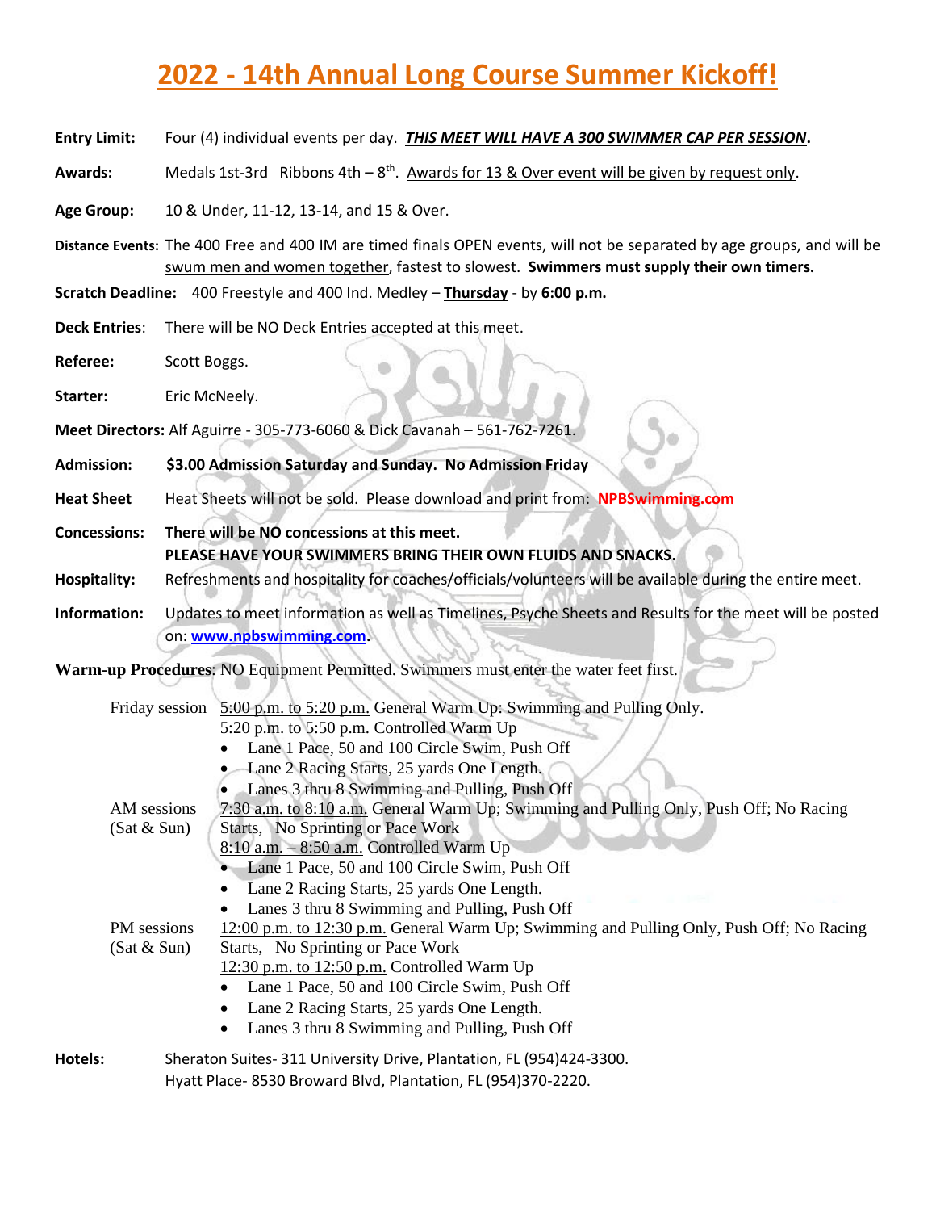# 2022 - 14th Annual Long Course Summer Kickoff!

**Entry Limit:** Four (4) individual events per day. ***THIS MEET WILL HAVE A 300 SWIMMER CAP PER SESSION*.**

**Awards:** Medals 1st-3rd Ribbons 4th – 8th. Awards for 13 & Over event will be given by request only.

**Age Group:** 10 & Under, 11-12, 13-14, and 15 & Over.

**Distance Events:** The 400 Free and 400 IM are timed finals OPEN events, will not be separated by age groups, and will be swum men and women together, fastest to slowest. **Swimmers must supply their own timers.**

**Scratch Deadline:** 400 Freestyle and 400 Ind. Medley – **Thursday** - by **6:00 p.m.**

**Deck Entries**: There will be NO Deck Entries accepted at this meet.

**Referee:** Scott Boggs.

**Starter:** Eric McNeely.

**Meet Directors:** Alf Aguirre - 305-773-6060 & Dick Cavanah – 561-762-7261.

**Admission:** **$3.00 Admission Saturday and Sunday. No Admission Friday**

**Heat Sheet** Heat Sheets will not be sold. Please download and print from: **NPBSwimming.com**

**Concessions:** **There will be NO concessions at this meet.**
**PLEASE HAVE YOUR SWIMMERS BRING THEIR OWN FLUIDS AND SNACKS.**

**Hospitality:** Refreshments and hospitality for coaches/officials/volunteers will be available during the entire meet.

**Information:** Updates to meet information as well as Timelines, Psyche Sheets and Results for the meet will be posted on: **www.npbswimming.com**.

**Warm-up Procedures**: NO Equipment Permitted. Swimmers must enter the water feet first.

Friday session
5:00 p.m. to 5:20 p.m. General Warm Up: Swimming and Pulling Only.
5:20 p.m. to 5:50 p.m. Controlled Warm Up
- Lane 1 Pace, 50 and 100 Circle Swim, Push Off
- Lane 2 Racing Starts, 25 yards One Length.
- Lanes 3 thru 8 Swimming and Pulling, Push Off

AM sessions (Sat & Sun)
7:30 a.m. to 8:10 a.m. General Warm Up; Swimming and Pulling Only, Push Off; No Racing Starts, No Sprinting or Pace Work
8:10 a.m. – 8:50 a.m. Controlled Warm Up
- Lane 1 Pace, 50 and 100 Circle Swim, Push Off
- Lane 2 Racing Starts, 25 yards One Length.
- Lanes 3 thru 8 Swimming and Pulling, Push Off

PM sessions (Sat & Sun)
12:00 p.m. to 12:30 p.m. General Warm Up; Swimming and Pulling Only, Push Off; No Racing Starts, No Sprinting or Pace Work
12:30 p.m. to 12:50 p.m. Controlled Warm Up
- Lane 1 Pace, 50 and 100 Circle Swim, Push Off
- Lane 2 Racing Starts, 25 yards One Length.
- Lanes 3 thru 8 Swimming and Pulling, Push Off

**Hotels:** Sheraton Suites- 311 University Drive, Plantation, FL (954)424-3300.
Hyatt Place- 8530 Broward Blvd, Plantation, FL (954)370-2220.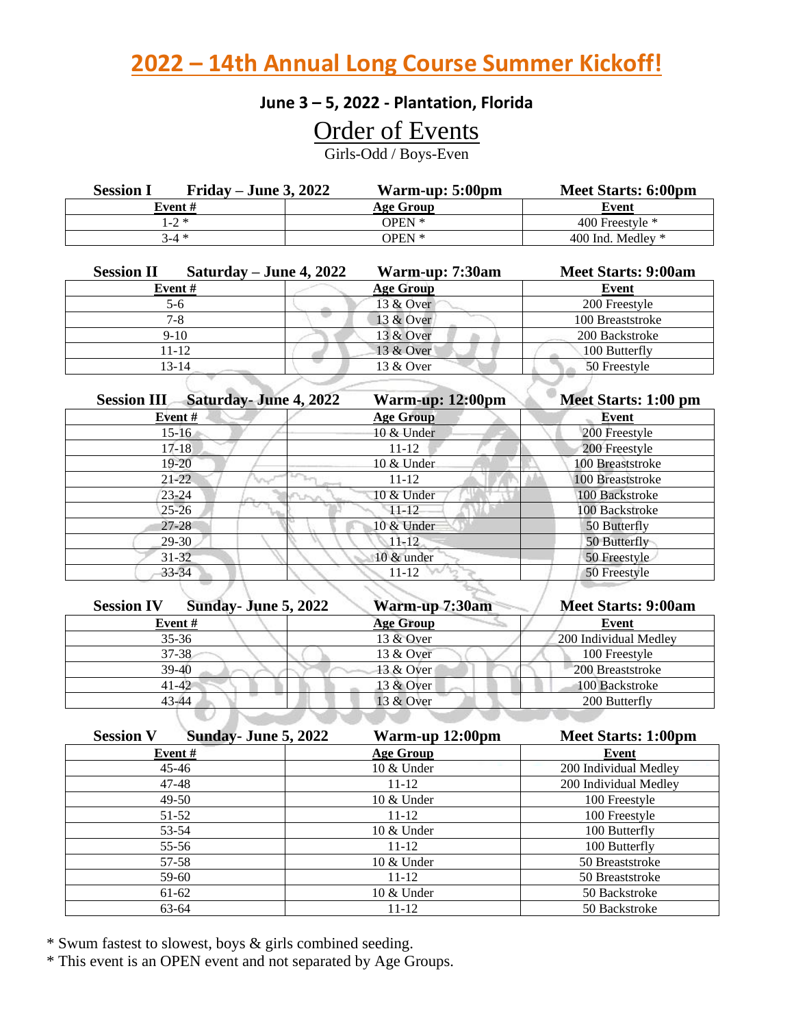# 2022 – 14th Annual Long Course Summer Kickoff!

### June 3 – 5, 2022 - Plantation, Florida

## Order of Events

Girls-Odd / Boys-Even

**Session I — Friday – June 3, 2022 — Warm-up: 5:00pm — Meet Starts: 6:00pm**

| Event # | Age Group | Event |
|---|---|---|
| 1-2 * | OPEN * | 400 Freestyle * |
| 3-4 * | OPEN * | 400 Ind. Medley * |

**Session II — Saturday – June 4, 2022 — Warm-up: 7:30am — Meet Starts: 9:00am**

| Event # | Age Group | Event |
|---|---|---|
| 5-6 | 13 & Over | 200 Freestyle |
| 7-8 | 13 & Over | 100 Breaststroke |
| 9-10 | 13 & Over | 200 Backstroke |
| 11-12 | 13 & Over | 100 Butterfly |
| 13-14 | 13 & Over | 50 Freestyle |

**Session III — Saturday- June 4, 2022 — Warm-up: 12:00pm — Meet Starts: 1:00 pm**

| Event # | Age Group | Event |
|---|---|---|
| 15-16 | 10 & Under | 200 Freestyle |
| 17-18 | 11-12 | 200 Freestyle |
| 19-20 | 10 & Under | 100 Breaststroke |
| 21-22 | 11-12 | 100 Breaststroke |
| 23-24 | 10 & Under | 100 Backstroke |
| 25-26 | 11-12 | 100 Backstroke |
| 27-28 | 10 & Under | 50 Butterfly |
| 29-30 | 11-12 | 50 Butterfly |
| 31-32 | 10 & under | 50 Freestyle |
| 33-34 | 11-12 | 50 Freestyle |

**Session IV — Sunday- June 5, 2022 — Warm-up 7:30am — Meet Starts: 9:00am**

| Event # | Age Group | Event |
|---|---|---|
| 35-36 | 13 & Over | 200 Individual Medley |
| 37-38 | 13 & Over | 100 Freestyle |
| 39-40 | 13 & Over | 200 Breaststroke |
| 41-42 | 13 & Over | 100 Backstroke |
| 43-44 | 13 & Over | 200 Butterfly |

**Session V — Sunday- June 5, 2022 — Warm-up 12:00pm — Meet Starts: 1:00pm**

| Event # | Age Group | Event |
|---|---|---|
| 45-46 | 10 & Under | 200 Individual Medley |
| 47-48 | 11-12 | 200 Individual Medley |
| 49-50 | 10 & Under | 100 Freestyle |
| 51-52 | 11-12 | 100 Freestyle |
| 53-54 | 10 & Under | 100 Butterfly |
| 55-56 | 11-12 | 100 Butterfly |
| 57-58 | 10 & Under | 50 Breaststroke |
| 59-60 | 11-12 | 50 Breaststroke |
| 61-62 | 10 & Under | 50 Backstroke |
| 63-64 | 11-12 | 50 Backstroke |

* Swum fastest to slowest, boys & girls combined seeding.

* This event is an OPEN event and not separated by Age Groups.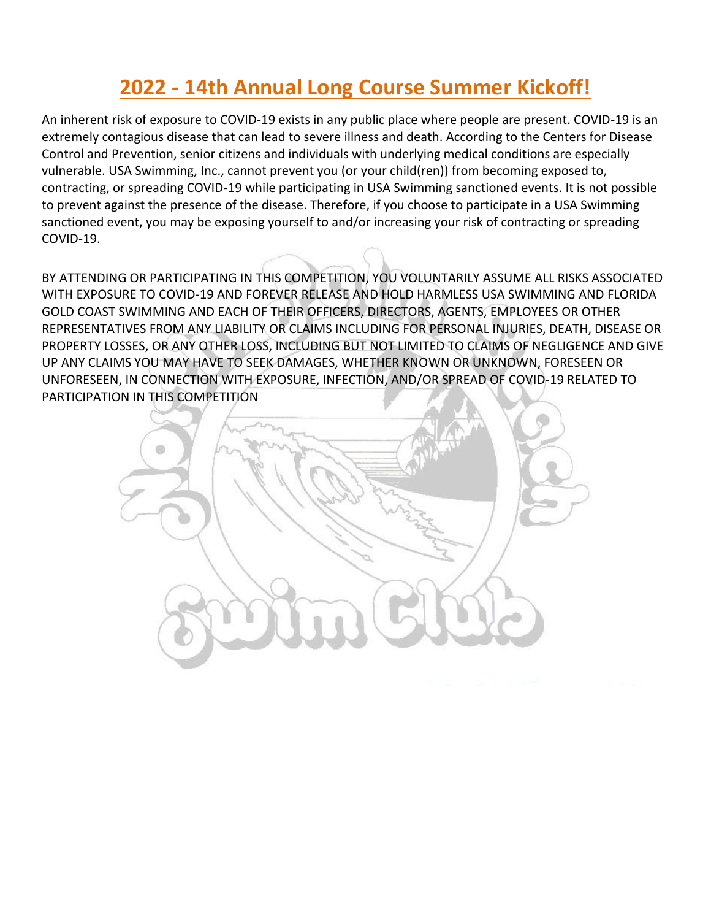# 2022 - 14th Annual Long Course Summer Kickoff!

An inherent risk of exposure to COVID-19 exists in any public place where people are present. COVID-19 is an extremely contagious disease that can lead to severe illness and death. According to the Centers for Disease Control and Prevention, senior citizens and individuals with underlying medical conditions are especially vulnerable. USA Swimming, Inc., cannot prevent you (or your child(ren)) from becoming exposed to, contracting, or spreading COVID-19 while participating in USA Swimming sanctioned events. It is not possible to prevent against the presence of the disease. Therefore, if you choose to participate in a USA Swimming sanctioned event, you may be exposing yourself to and/or increasing your risk of contracting or spreading COVID-19.

BY ATTENDING OR PARTICIPATING IN THIS COMPETITION, YOU VOLUNTARILY ASSUME ALL RISKS ASSOCIATED WITH EXPOSURE TO COVID-19 AND FOREVER RELEASE AND HOLD HARMLESS USA SWIMMING AND FLORIDA GOLD COAST SWIMMING AND EACH OF THEIR OFFICERS, DIRECTORS, AGENTS, EMPLOYEES OR OTHER REPRESENTATIVES FROM ANY LIABILITY OR CLAIMS INCLUDING FOR PERSONAL INJURIES, DEATH, DISEASE OR PROPERTY LOSSES, OR ANY OTHER LOSS, INCLUDING BUT NOT LIMITED TO CLAIMS OF NEGLIGENCE AND GIVE UP ANY CLAIMS YOU MAY HAVE TO SEEK DAMAGES, WHETHER KNOWN OR UNKNOWN, FORESEEN OR UNFORESEEN, IN CONNECTION WITH EXPOSURE, INFECTION, AND/OR SPREAD OF COVID-19 RELATED TO PARTICIPATION IN THIS COMPETITION